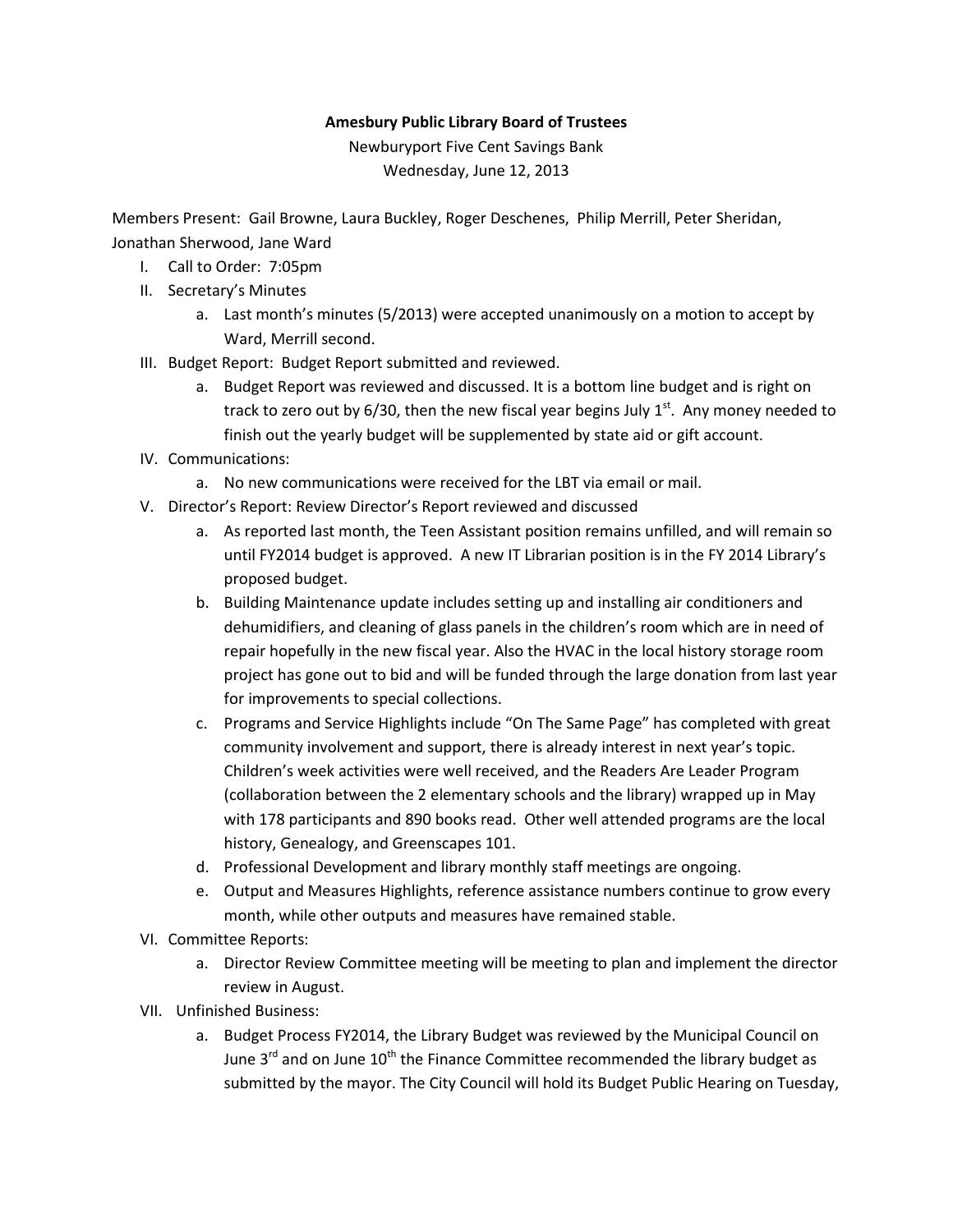**Amesbury Public Library Board of Trustees**

Newburyport Five Cent Savings Bank

Wednesday, June 12, 2013

Members Present: Gail Browne, Laura Buckley, Roger Deschenes, Philip Merrill, Peter Sheridan, Jonathan Sherwood, Jane Ward

I. Call to Order: 7:05pm

II. Secretary's Minutes
   a. Last month's minutes (5/2013) were accepted unanimously on a motion to accept by Ward, Merrill second.

III. Budget Report: Budget Report submitted and reviewed.
   a. Budget Report was reviewed and discussed. It is a bottom line budget and is right on track to zero out by 6/30, then the new fiscal year begins July 1st. Any money needed to finish out the yearly budget will be supplemented by state aid or gift account.

IV. Communications:
   a. No new communications were received for the LBT via email or mail.

V. Director's Report: Review Director's Report reviewed and discussed
   a. As reported last month, the Teen Assistant position remains unfilled, and will remain so until FY2014 budget is approved. A new IT Librarian position is in the FY 2014 Library's proposed budget.
   b. Building Maintenance update includes setting up and installing air conditioners and dehumidifiers, and cleaning of glass panels in the children's room which are in need of repair hopefully in the new fiscal year. Also the HVAC in the local history storage room project has gone out to bid and will be funded through the large donation from last year for improvements to special collections.
   c. Programs and Service Highlights include "On The Same Page" has completed with great community involvement and support, there is already interest in next year's topic. Children's week activities were well received, and the Readers Are Leader Program (collaboration between the 2 elementary schools and the library) wrapped up in May with 178 participants and 890 books read. Other well attended programs are the local history, Genealogy, and Greenscapes 101.
   d. Professional Development and library monthly staff meetings are ongoing.
   e. Output and Measures Highlights, reference assistance numbers continue to grow every month, while other outputs and measures have remained stable.

VI. Committee Reports:
   a. Director Review Committee meeting will be meeting to plan and implement the director review in August.

VII. Unfinished Business:
   a. Budget Process FY2014, the Library Budget was reviewed by the Municipal Council on June 3rd and on June 10th the Finance Committee recommended the library budget as submitted by the mayor. The City Council will hold its Budget Public Hearing on Tuesday,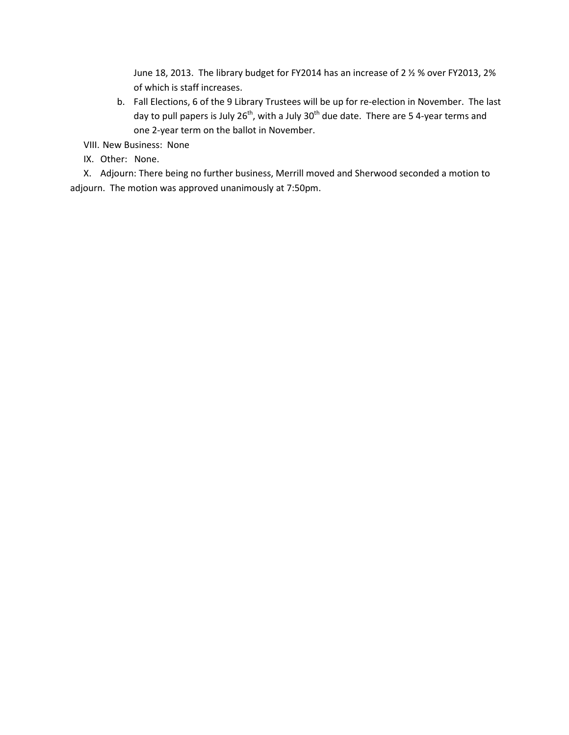June 18, 2013. The library budget for FY2014 has an increase of 2 ½ % over FY2013, 2% of which is staff increases.

b. Fall Elections, 6 of the 9 Library Trustees will be up for re-election in November. The last day to pull papers is July 26th, with a July 30th due date. There are 5 4-year terms and one 2-year term on the ballot in November.

VIII. New Business: None

IX. Other: None.

X. Adjourn: There being no further business, Merrill moved and Sherwood seconded a motion to adjourn. The motion was approved unanimously at 7:50pm.